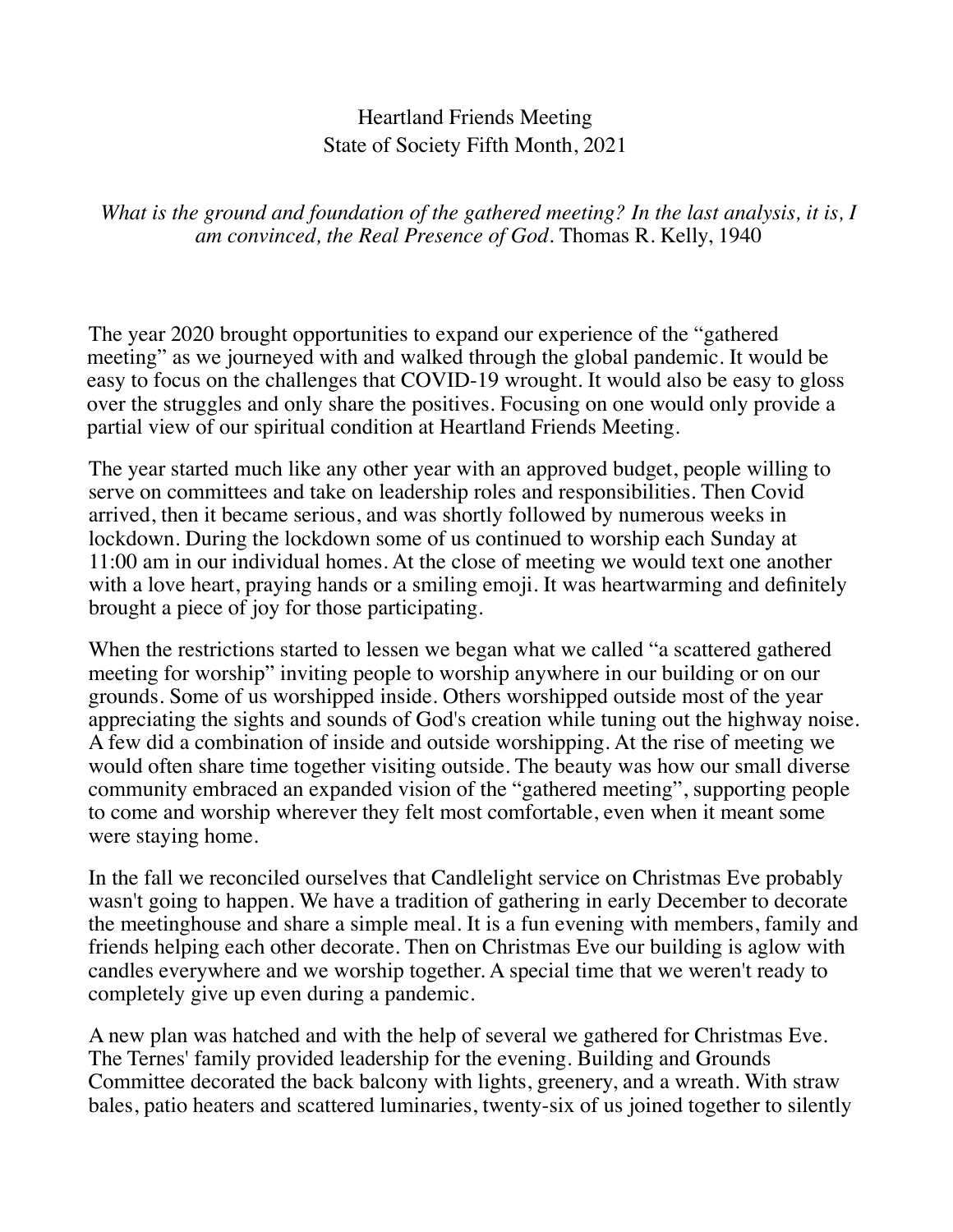# Heartland Friends Meeting
## State of Society Fifth Month, 2021

*What is the ground and foundation of the gathered meeting? In the last analysis, it is, I am convinced, the Real Presence of God.* Thomas R. Kelly, 1940

The year 2020 brought opportunities to expand our experience of the "gathered meeting" as we journeyed with and walked through the global pandemic. It would be easy to focus on the challenges that COVID-19 wrought. It would also be easy to gloss over the struggles and only share the positives. Focusing on one would only provide a partial view of our spiritual condition at Heartland Friends Meeting.

The year started much like any other year with an approved budget, people willing to serve on committees and take on leadership roles and responsibilities. Then Covid arrived, then it became serious, and was shortly followed by numerous weeks in lockdown. During the lockdown some of us continued to worship each Sunday at 11:00 am in our individual homes. At the close of meeting we would text one another with a love heart, praying hands or a smiling emoji. It was heartwarming and definitely brought a piece of joy for those participating.

When the restrictions started to lessen we began what we called "a scattered gathered meeting for worship" inviting people to worship anywhere in our building or on our grounds. Some of us worshipped inside. Others worshipped outside most of the year appreciating the sights and sounds of God's creation while tuning out the highway noise. A few did a combination of inside and outside worshipping. At the rise of meeting we would often share time together visiting outside. The beauty was how our small diverse community embraced an expanded vision of the "gathered meeting", supporting people to come and worship wherever they felt most comfortable, even when it meant some were staying home.

In the fall we reconciled ourselves that Candlelight service on Christmas Eve probably wasn't going to happen. We have a tradition of gathering in early December to decorate the meetinghouse and share a simple meal. It is a fun evening with members, family and friends helping each other decorate. Then on Christmas Eve our building is aglow with candles everywhere and we worship together. A special time that we weren't ready to completely give up even during a pandemic.

A new plan was hatched and with the help of several we gathered for Christmas Eve. The Ternes' family provided leadership for the evening. Building and Grounds Committee decorated the back balcony with lights, greenery, and a wreath. With straw bales, patio heaters and scattered luminaries, twenty-six of us joined together to silently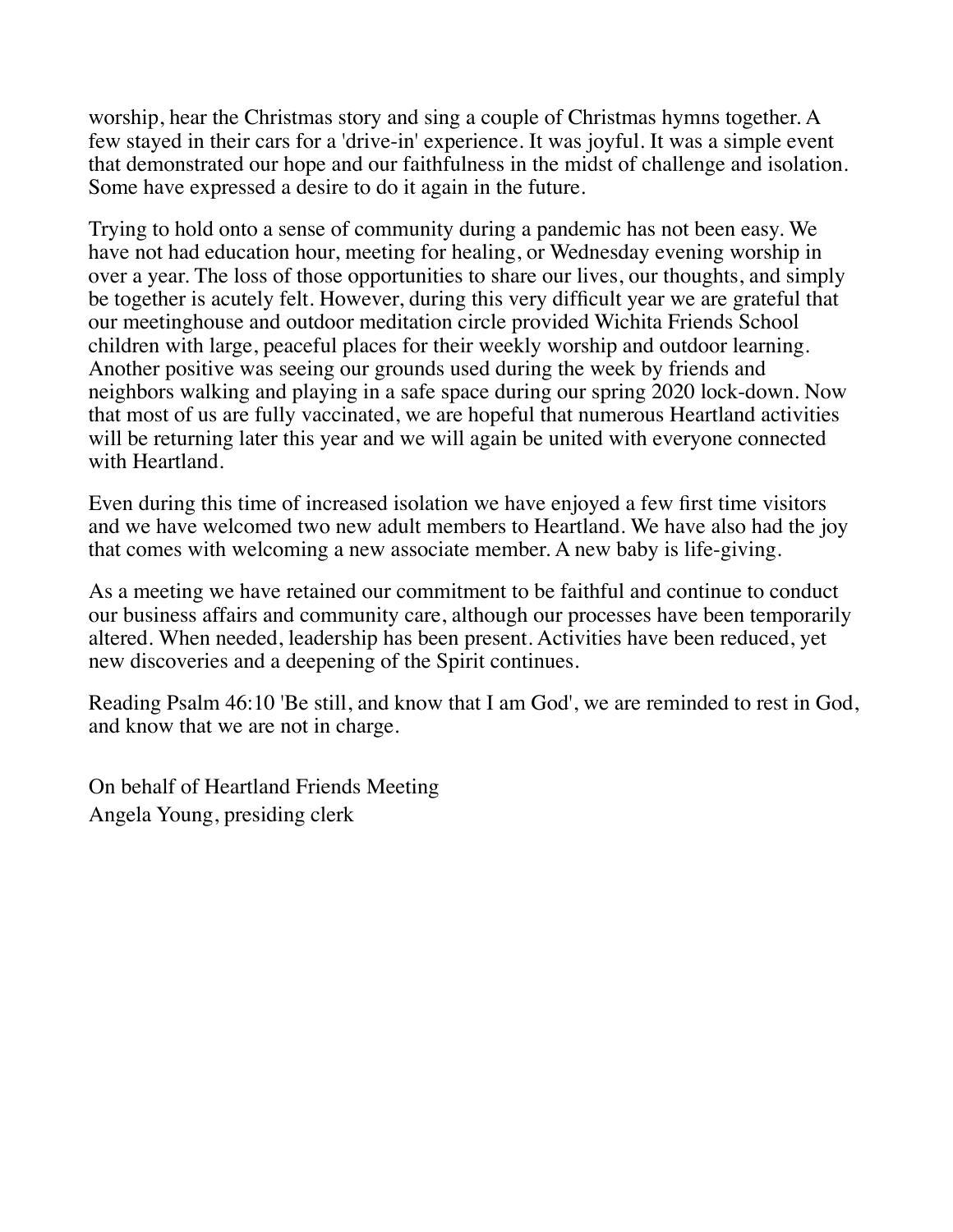worship, hear the Christmas story and sing a couple of Christmas hymns together. A few stayed in their cars for a 'drive-in' experience. It was joyful. It was a simple event that demonstrated our hope and our faithfulness in the midst of challenge and isolation. Some have expressed a desire to do it again in the future.

Trying to hold onto a sense of community during a pandemic has not been easy. We have not had education hour, meeting for healing, or Wednesday evening worship in over a year. The loss of those opportunities to share our lives, our thoughts, and simply be together is acutely felt. However, during this very difficult year we are grateful that our meetinghouse and outdoor meditation circle provided Wichita Friends School children with large, peaceful places for their weekly worship and outdoor learning. Another positive was seeing our grounds used during the week by friends and neighbors walking and playing in a safe space during our spring 2020 lock-down. Now that most of us are fully vaccinated, we are hopeful that numerous Heartland activities will be returning later this year and we will again be united with everyone connected with Heartland.

Even during this time of increased isolation we have enjoyed a few first time visitors and we have welcomed two new adult members to Heartland. We have also had the joy that comes with welcoming a new associate member. A new baby is life-giving.

As a meeting we have retained our commitment to be faithful and continue to conduct our business affairs and community care, although our processes have been temporarily altered. When needed, leadership has been present. Activities have been reduced, yet new discoveries and a deepening of the Spirit continues.

Reading Psalm 46:10 'Be still, and know that I am God', we are reminded to rest in God, and know that we are not in charge.

On behalf of Heartland Friends Meeting
Angela Young, presiding clerk